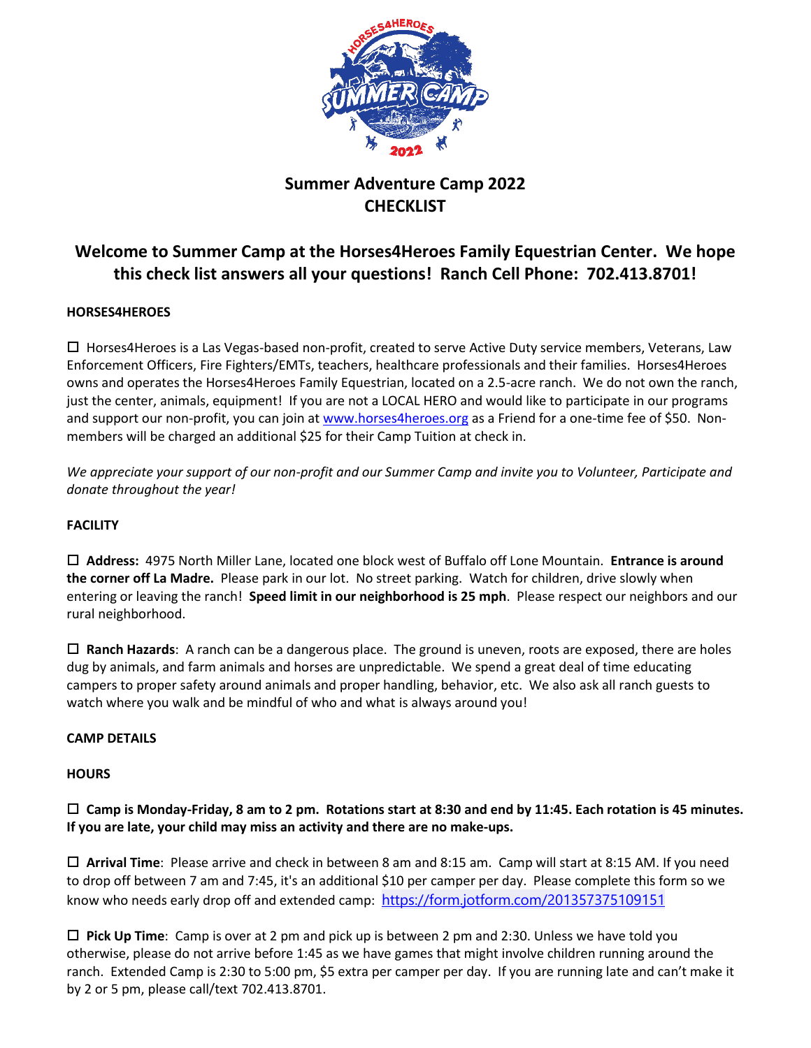# Summer Adventure Camp 2022
# CHECKLIST

## Welcome to Summer Camp at the Horses4Heroes Family Equestrian Center. We hope this check list answers all your questions! Ranch Cell Phone: 702.413.8701!

**HORSES4HEROES**

☐ Horses4Heroes is a Las Vegas-based non-profit, created to serve Active Duty service members, Veterans, Law Enforcement Officers, Fire Fighters/EMTs, teachers, healthcare professionals and their families. Horses4Heroes owns and operates the Horses4Heroes Family Equestrian, located on a 2.5-acre ranch. We do not own the ranch, just the center, animals, equipment! If you are not a LOCAL HERO and would like to participate in our programs and support our non-profit, you can join at [www.horses4heroes.org](http://www.horses4heroes.org) as a Friend for a one-time fee of $50. Non-members will be charged an additional $25 for their Camp Tuition at check in.

*We appreciate your support of our non-profit and our Summer Camp and invite you to Volunteer, Participate and donate throughout the year!*

**FACILITY**

☐ **Address:** 4975 North Miller Lane, located one block west of Buffalo off Lone Mountain. **Entrance is around the corner off La Madre.** Please park in our lot. No street parking. Watch for children, drive slowly when entering or leaving the ranch! **Speed limit in our neighborhood is 25 mph**. Please respect our neighbors and our rural neighborhood.

☐ **Ranch Hazards**: A ranch can be a dangerous place. The ground is uneven, roots are exposed, there are holes dug by animals, and farm animals and horses are unpredictable. We spend a great deal of time educating campers to proper safety around animals and proper handling, behavior, etc. We also ask all ranch guests to watch where you walk and be mindful of who and what is always around you!

**CAMP DETAILS**

**HOURS**

☐ **Camp is Monday-Friday, 8 am to 2 pm. Rotations start at 8:30 and end by 11:45. Each rotation is 45 minutes. If you are late, your child may miss an activity and there are no make-ups.**

☐ **Arrival Time**: Please arrive and check in between 8 am and 8:15 am. Camp will start at 8:15 AM. If you need to drop off between 7 am and 7:45, it's an additional $10 per camper per day. Please complete this form so we know who needs early drop off and extended camp: [https://form.jotform.com/201357375109151](https://form.jotform.com/201357375109151)

☐ **Pick Up Time**: Camp is over at 2 pm and pick up is between 2 pm and 2:30. Unless we have told you otherwise, please do not arrive before 1:45 as we have games that might involve children running around the ranch. Extended Camp is 2:30 to 5:00 pm, $5 extra per camper per day. If you are running late and can't make it by 2 or 5 pm, please call/text 702.413.8701.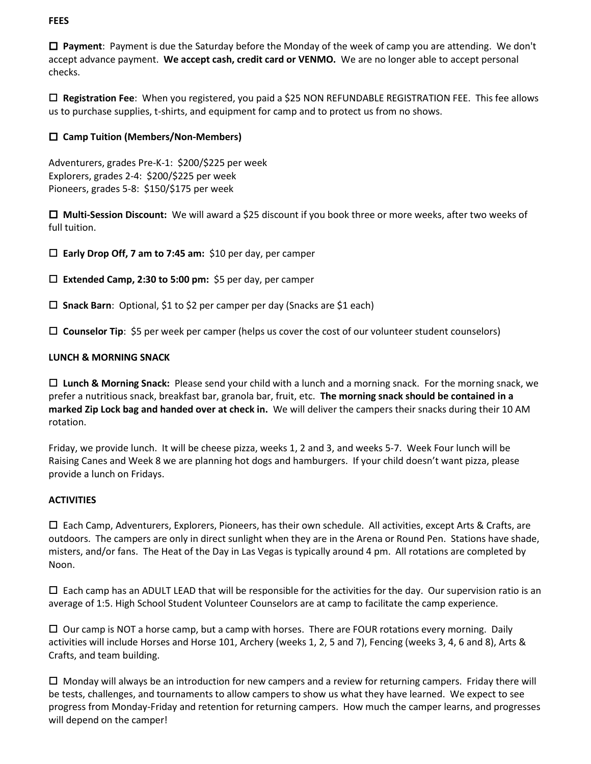**FEES**

☐ **Payment**: Payment is due the Saturday before the Monday of the week of camp you are attending. We don't accept advance payment. **We accept cash, credit card or VENMO.** We are no longer able to accept personal checks.

☐ **Registration Fee**: When you registered, you paid a $25 NON REFUNDABLE REGISTRATION FEE. This fee allows us to purchase supplies, t-shirts, and equipment for camp and to protect us from no shows.

☐ **Camp Tuition (Members/Non-Members)**

Adventurers, grades Pre-K-1: $200/$225 per week
Explorers, grades 2-4: $200/$225 per week
Pioneers, grades 5-8: $150/$175 per week

☐ **Multi-Session Discount:** We will award a $25 discount if you book three or more weeks, after two weeks of full tuition.

☐ **Early Drop Off, 7 am to 7:45 am:** $10 per day, per camper

☐ **Extended Camp, 2:30 to 5:00 pm:** $5 per day, per camper

☐ **Snack Barn**: Optional, $1 to $2 per camper per day (Snacks are $1 each)

☐ **Counselor Tip**: $5 per week per camper (helps us cover the cost of our volunteer student counselors)

**LUNCH & MORNING SNACK**

☐ **Lunch & Morning Snack:** Please send your child with a lunch and a morning snack. For the morning snack, we prefer a nutritious snack, breakfast bar, granola bar, fruit, etc. **The morning snack should be contained in a marked Zip Lock bag and handed over at check in.** We will deliver the campers their snacks during their 10 AM rotation.

Friday, we provide lunch. It will be cheese pizza, weeks 1, 2 and 3, and weeks 5-7. Week Four lunch will be Raising Canes and Week 8 we are planning hot dogs and hamburgers. If your child doesn't want pizza, please provide a lunch on Fridays.

**ACTIVITIES**

☐ Each Camp, Adventurers, Explorers, Pioneers, has their own schedule. All activities, except Arts & Crafts, are outdoors. The campers are only in direct sunlight when they are in the Arena or Round Pen. Stations have shade, misters, and/or fans. The Heat of the Day in Las Vegas is typically around 4 pm. All rotations are completed by Noon.

☐ Each camp has an ADULT LEAD that will be responsible for the activities for the day. Our supervision ratio is an average of 1:5. High School Student Volunteer Counselors are at camp to facilitate the camp experience.

☐ Our camp is NOT a horse camp, but a camp with horses. There are FOUR rotations every morning. Daily activities will include Horses and Horse 101, Archery (weeks 1, 2, 5 and 7), Fencing (weeks 3, 4, 6 and 8), Arts & Crafts, and team building.

☐ Monday will always be an introduction for new campers and a review for returning campers. Friday there will be tests, challenges, and tournaments to allow campers to show us what they have learned. We expect to see progress from Monday-Friday and retention for returning campers. How much the camper learns, and progresses will depend on the camper!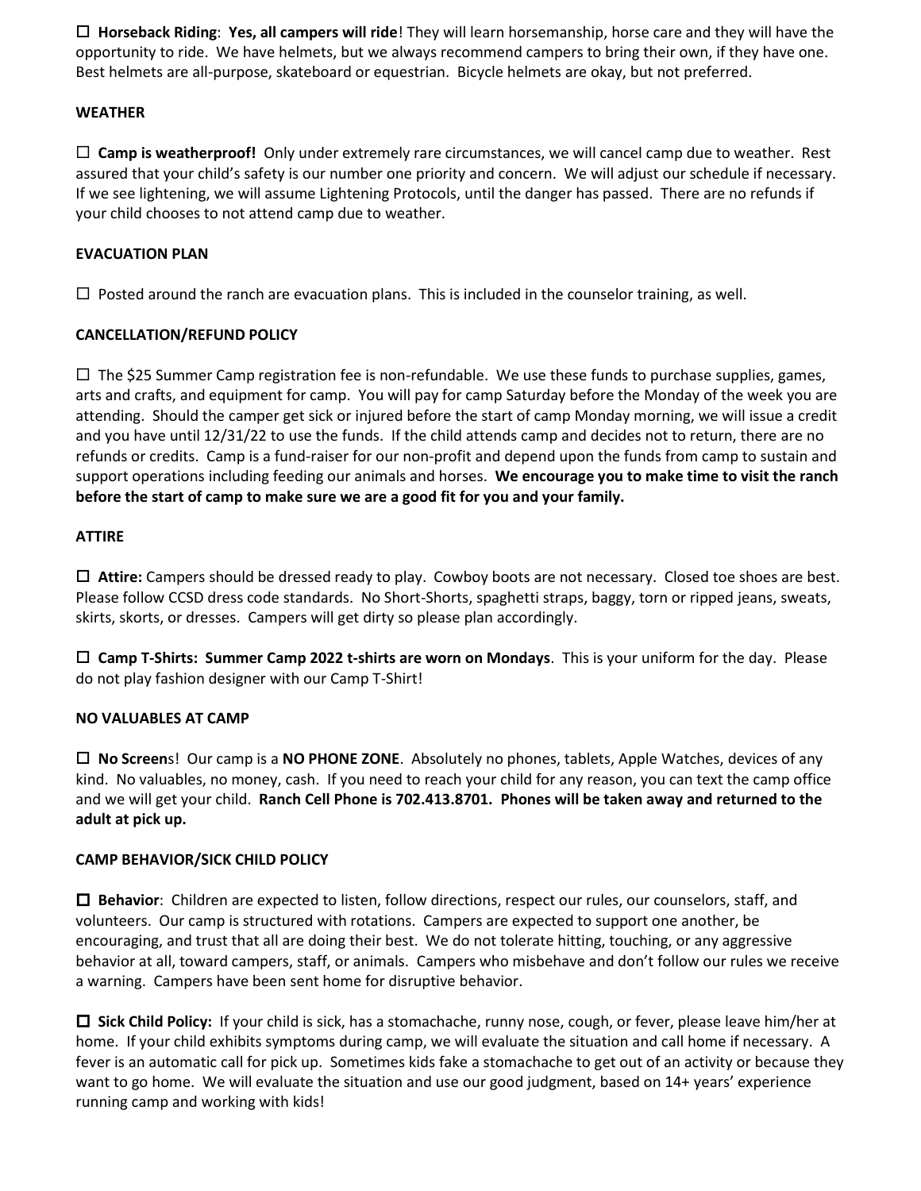☐ **Horseback Riding**: **Yes, all campers will ride**! They will learn horsemanship, horse care and they will have the opportunity to ride. We have helmets, but we always recommend campers to bring their own, if they have one. Best helmets are all-purpose, skateboard or equestrian. Bicycle helmets are okay, but not preferred.

**WEATHER**

☐ **Camp is weatherproof!** Only under extremely rare circumstances, we will cancel camp due to weather. Rest assured that your child's safety is our number one priority and concern. We will adjust our schedule if necessary. If we see lightening, we will assume Lightening Protocols, until the danger has passed. There are no refunds if your child chooses to not attend camp due to weather.

**EVACUATION PLAN**

☐ Posted around the ranch are evacuation plans. This is included in the counselor training, as well.

**CANCELLATION/REFUND POLICY**

☐ The $25 Summer Camp registration fee is non-refundable. We use these funds to purchase supplies, games, arts and crafts, and equipment for camp. You will pay for camp Saturday before the Monday of the week you are attending. Should the camper get sick or injured before the start of camp Monday morning, we will issue a credit and you have until 12/31/22 to use the funds. If the child attends camp and decides not to return, there are no refunds or credits. Camp is a fund-raiser for our non-profit and depend upon the funds from camp to sustain and support operations including feeding our animals and horses. **We encourage you to make time to visit the ranch before the start of camp to make sure we are a good fit for you and your family.**

**ATTIRE**

☐ **Attire:** Campers should be dressed ready to play. Cowboy boots are not necessary. Closed toe shoes are best. Please follow CCSD dress code standards. No Short-Shorts, spaghetti straps, baggy, torn or ripped jeans, sweats, skirts, skorts, or dresses. Campers will get dirty so please plan accordingly.

☐ **Camp T-Shirts: Summer Camp 2022 t-shirts are worn on Mondays**. This is your uniform for the day. Please do not play fashion designer with our Camp T-Shirt!

**NO VALUABLES AT CAMP**

☐ **No Screen**s! Our camp is a **NO PHONE ZONE**. Absolutely no phones, tablets, Apple Watches, devices of any kind. No valuables, no money, cash. If you need to reach your child for any reason, you can text the camp office and we will get your child. **Ranch Cell Phone is 702.413.8701. Phones will be taken away and returned to the adult at pick up.**

**CAMP BEHAVIOR/SICK CHILD POLICY**

☐ **Behavior**: Children are expected to listen, follow directions, respect our rules, our counselors, staff, and volunteers. Our camp is structured with rotations. Campers are expected to support one another, be encouraging, and trust that all are doing their best. We do not tolerate hitting, touching, or any aggressive behavior at all, toward campers, staff, or animals. Campers who misbehave and don't follow our rules we receive a warning. Campers have been sent home for disruptive behavior.

☐ **Sick Child Policy:** If your child is sick, has a stomachache, runny nose, cough, or fever, please leave him/her at home. If your child exhibits symptoms during camp, we will evaluate the situation and call home if necessary. A fever is an automatic call for pick up. Sometimes kids fake a stomachache to get out of an activity or because they want to go home. We will evaluate the situation and use our good judgment, based on 14+ years' experience running camp and working with kids!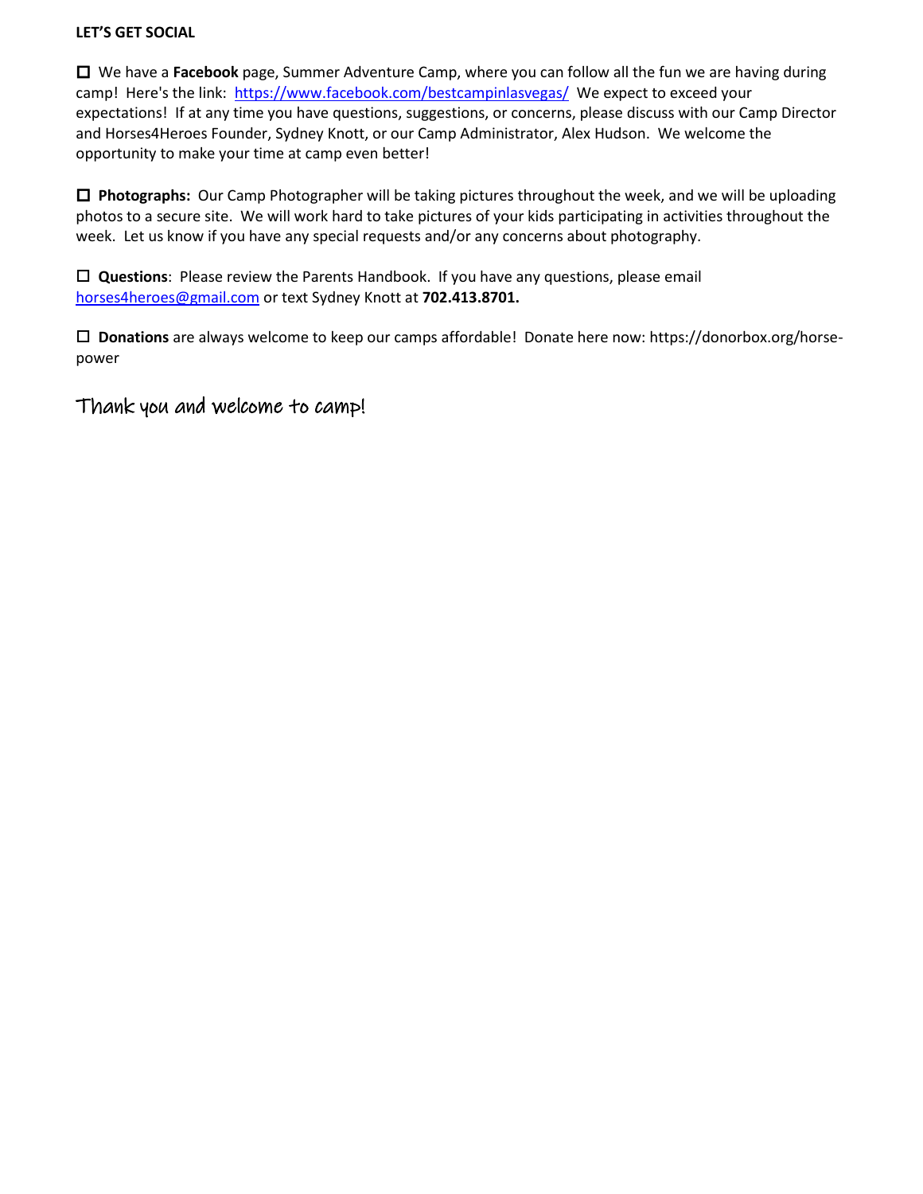**LET'S GET SOCIAL**

☐ We have a **Facebook** page, Summer Adventure Camp, where you can follow all the fun we are having during camp! Here's the link: https://www.facebook.com/bestcampinlasvegas/ We expect to exceed your expectations! If at any time you have questions, suggestions, or concerns, please discuss with our Camp Director and Horses4Heroes Founder, Sydney Knott, or our Camp Administrator, Alex Hudson. We welcome the opportunity to make your time at camp even better!

☐ **Photographs:** Our Camp Photographer will be taking pictures throughout the week, and we will be uploading photos to a secure site. We will work hard to take pictures of your kids participating in activities throughout the week. Let us know if you have any special requests and/or any concerns about photography.

☐ **Questions**: Please review the Parents Handbook. If you have any questions, please email horses4heroes@gmail.com or text Sydney Knott at **702.413.8701.**

☐ **Donations** are always welcome to keep our camps affordable! Donate here now: https://donorbox.org/horse-power

Thank you and welcome to camp!